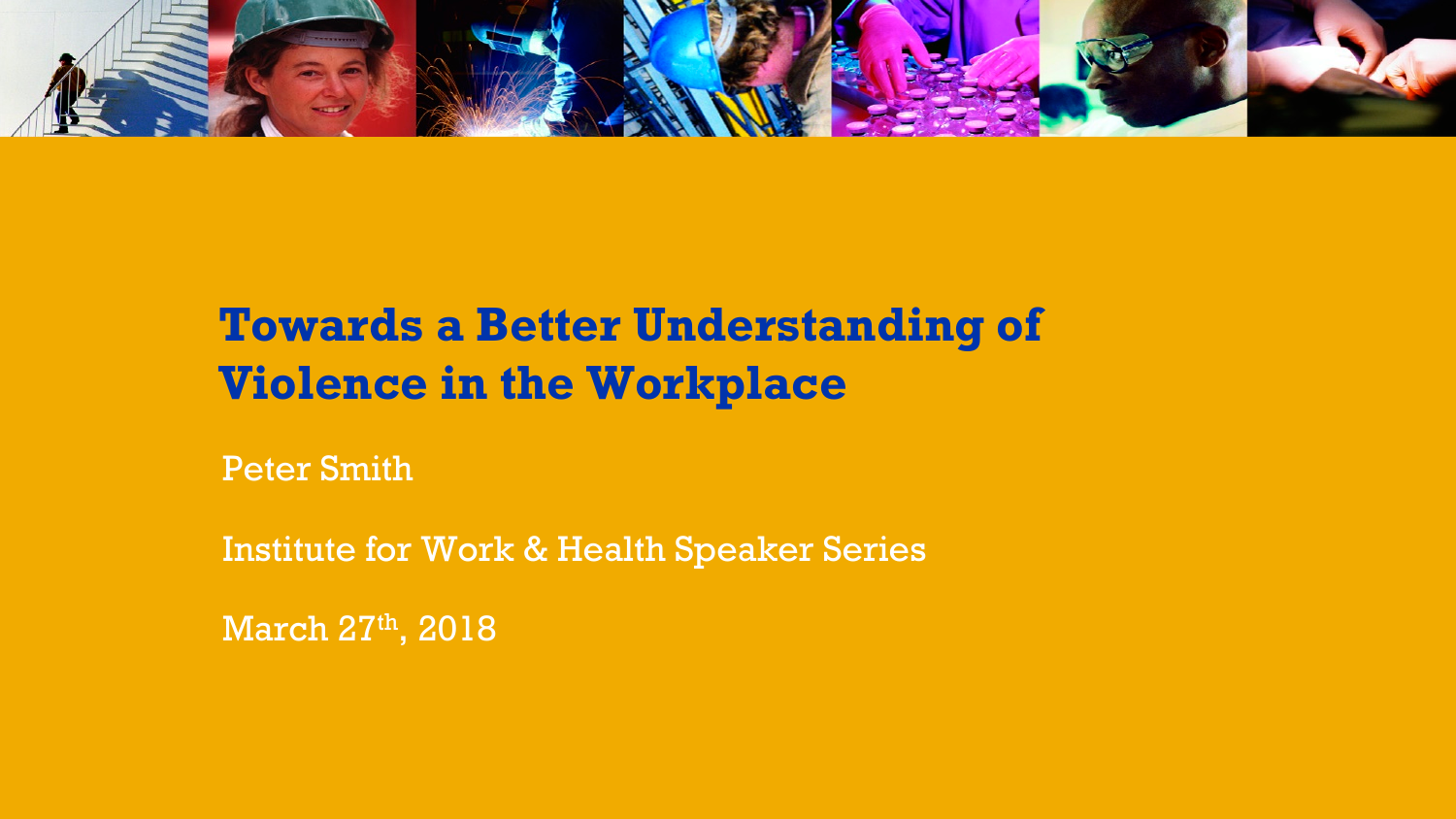# Towards a Better Understanding of Violence in the Workplace

Peter Smith

Institute for Work & Health Speaker Series

March 27th, 2018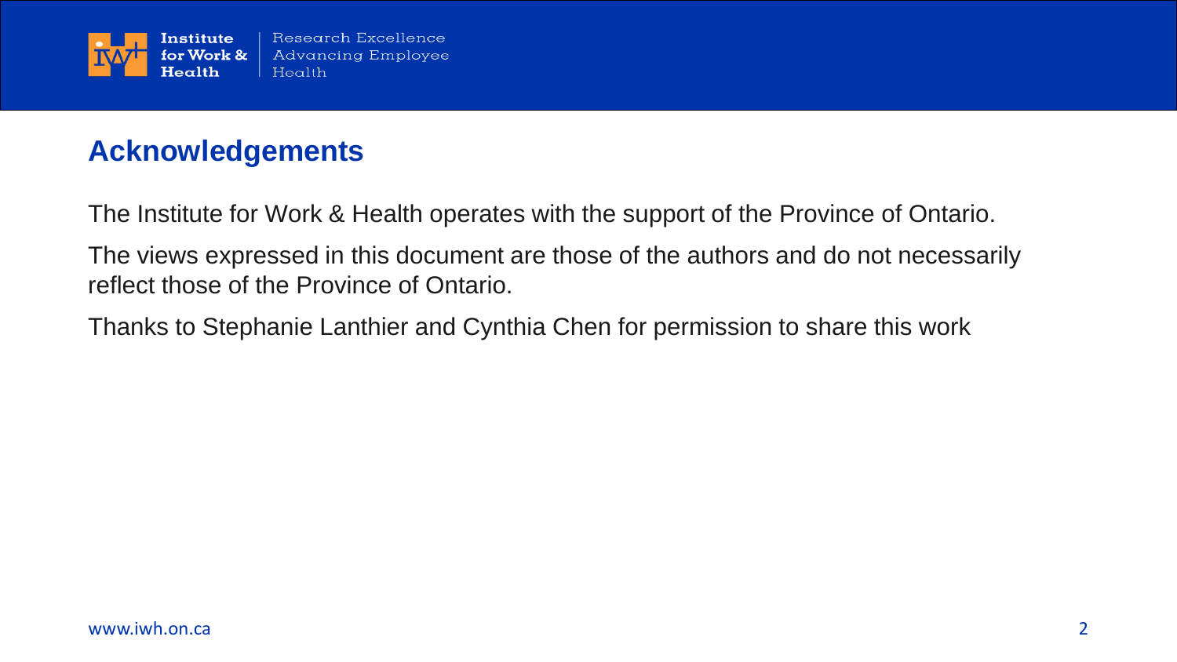## Acknowledgements

The Institute for Work & Health operates with the support of the Province of Ontario.

The views expressed in this document are those of the authors and do not necessarily reflect those of the Province of Ontario.

Thanks to Stephanie Lanthier and Cynthia Chen for permission to share this work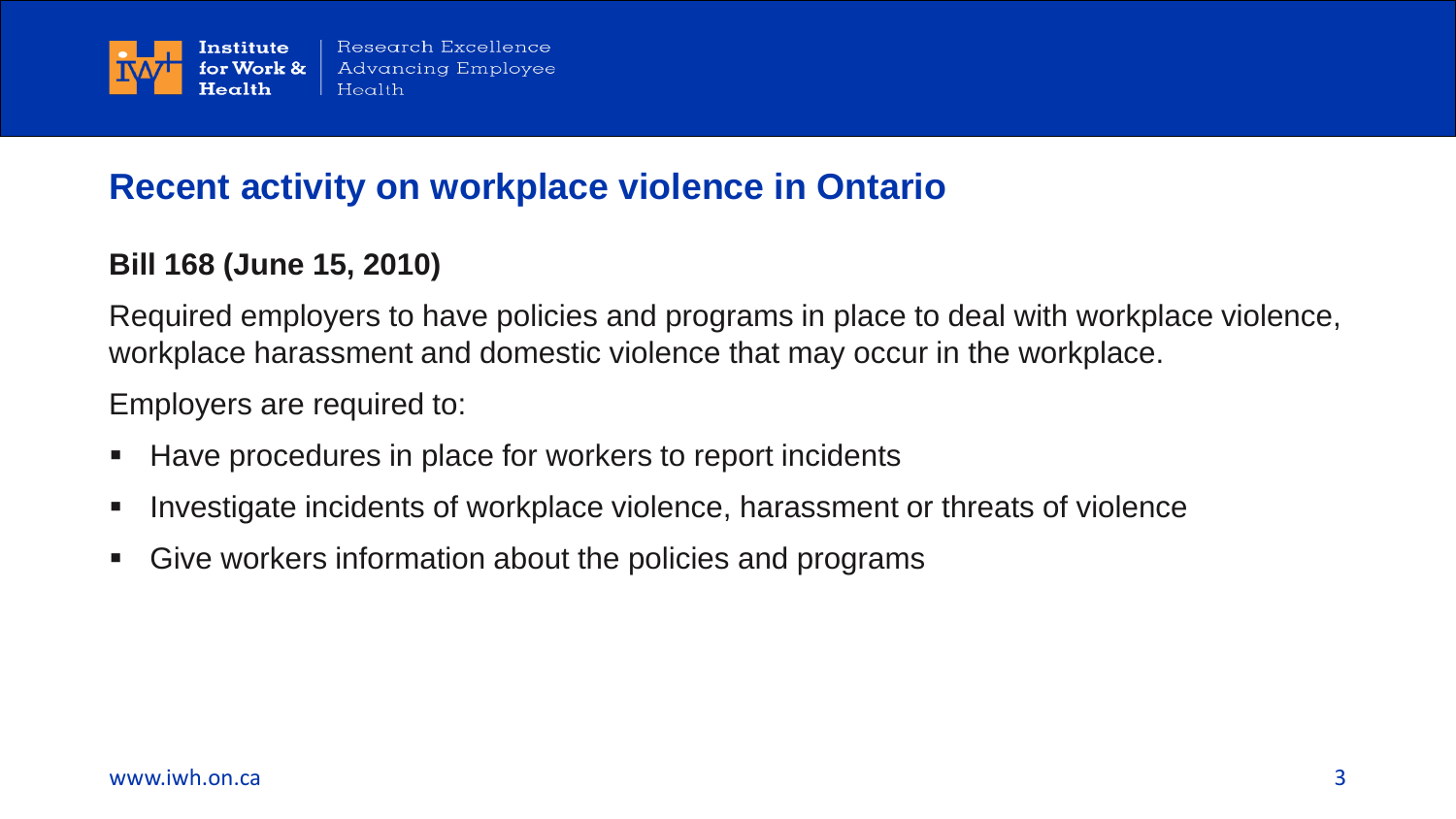## Recent activity on workplace violence in Ontario

**Bill 168 (June 15, 2010)**

Required employers to have policies and programs in place to deal with workplace violence, workplace harassment and domestic violence that may occur in the workplace.

Employers are required to:

- Have procedures in place for workers to report incidents
- Investigate incidents of workplace violence, harassment or threats of violence
- Give workers information about the policies and programs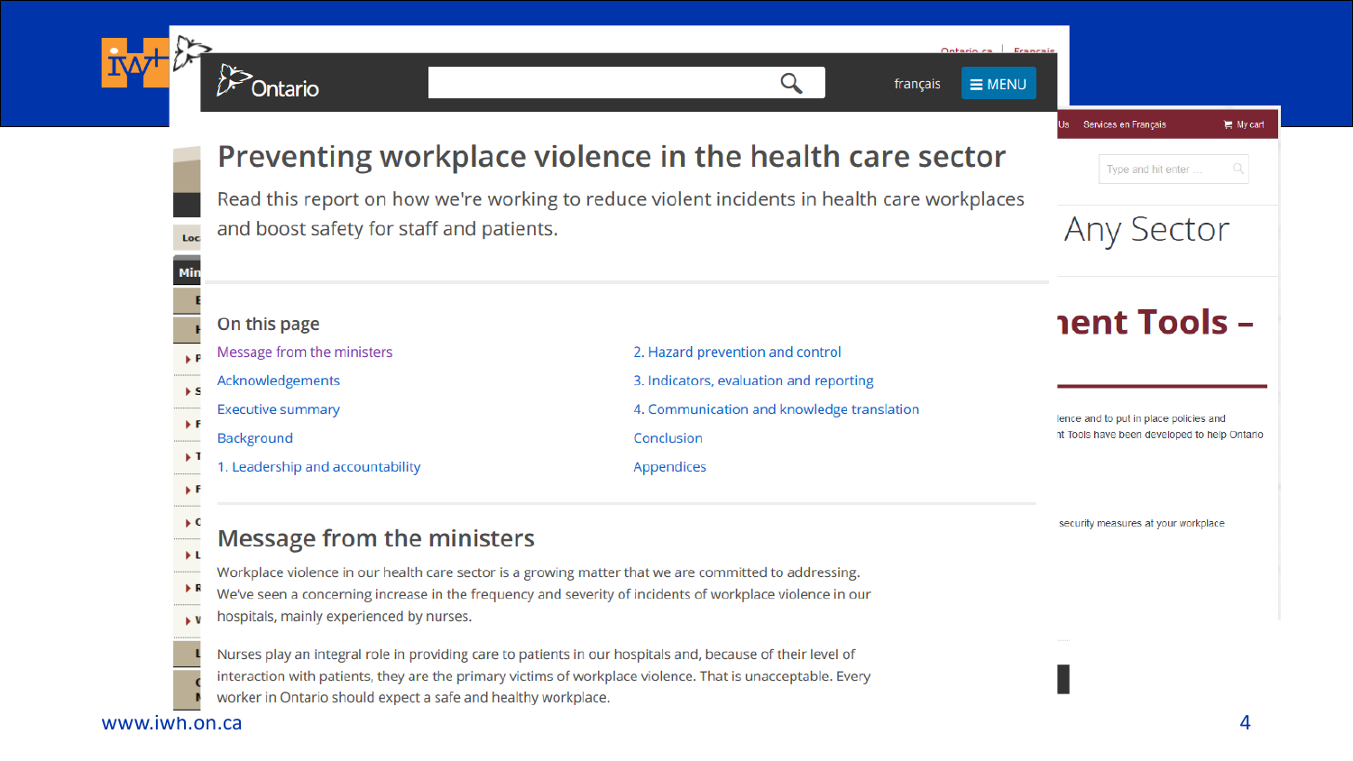# Preventing workplace violence in the health care sector

Read this report on how we're working to reduce violent incidents in health care workplaces and boost safety for staff and patients.

## On this page

- Message from the ministers
- Acknowledgements
- Executive summary
- Background
- 1. Leadership and accountability
- 2. Hazard prevention and control
- 3. Indicators, evaluation and reporting
- 4. Communication and knowledge translation
- Conclusion
- Appendices

## Message from the ministers

Workplace violence in our health care sector is a growing matter that we are committed to addressing. We've seen a concerning increase in the frequency and severity of incidents of workplace violence in our hospitals, mainly experienced by nurses.

Nurses play an integral role in providing care to patients in our hospitals and, because of their level of interaction with patients, they are the primary victims of workplace violence. That is unacceptable. Every worker in Ontario should expect a safe and healthy workplace.

Any Sector

ment Tools –

lence and to put in place policies and
nt Tools have been developed to help Ontario

security measures at your workplace

www.iwh.on.ca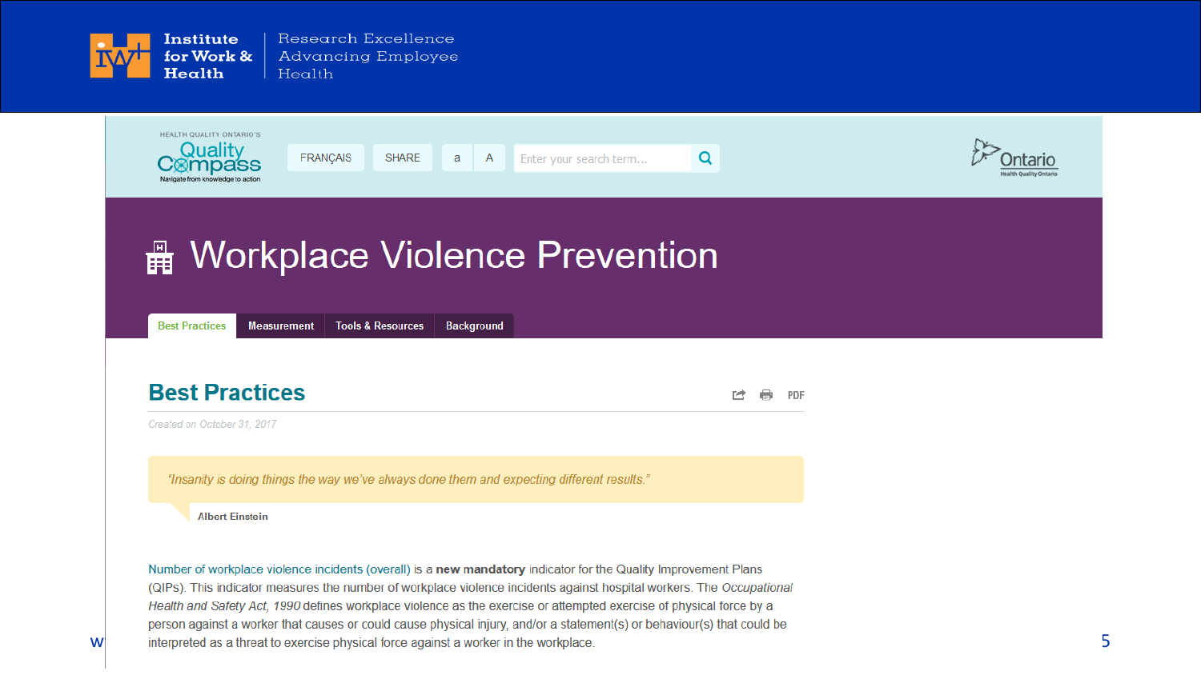# Workplace Violence Prevention

Best Practices | Measurement | Tools & Resources | Background

## Best Practices

*Created on October 31, 2017*

> *"Insanity is doing things the way we've always done them and expecting different results."*
>
> **Albert Einstein**

Number of workplace violence incidents (overall) is a **new mandatory** indicator for the Quality Improvement Plans (QIPs). This indicator measures the number of workplace violence incidents against hospital workers. The *Occupational Health and Safety Act, 1990* defines workplace violence as the exercise or attempted exercise of physical force by a person against a worker that causes or could cause physical injury, and/or a statement(s) or behaviour(s) that could be interpreted as a threat to exercise physical force against a worker in the workplace.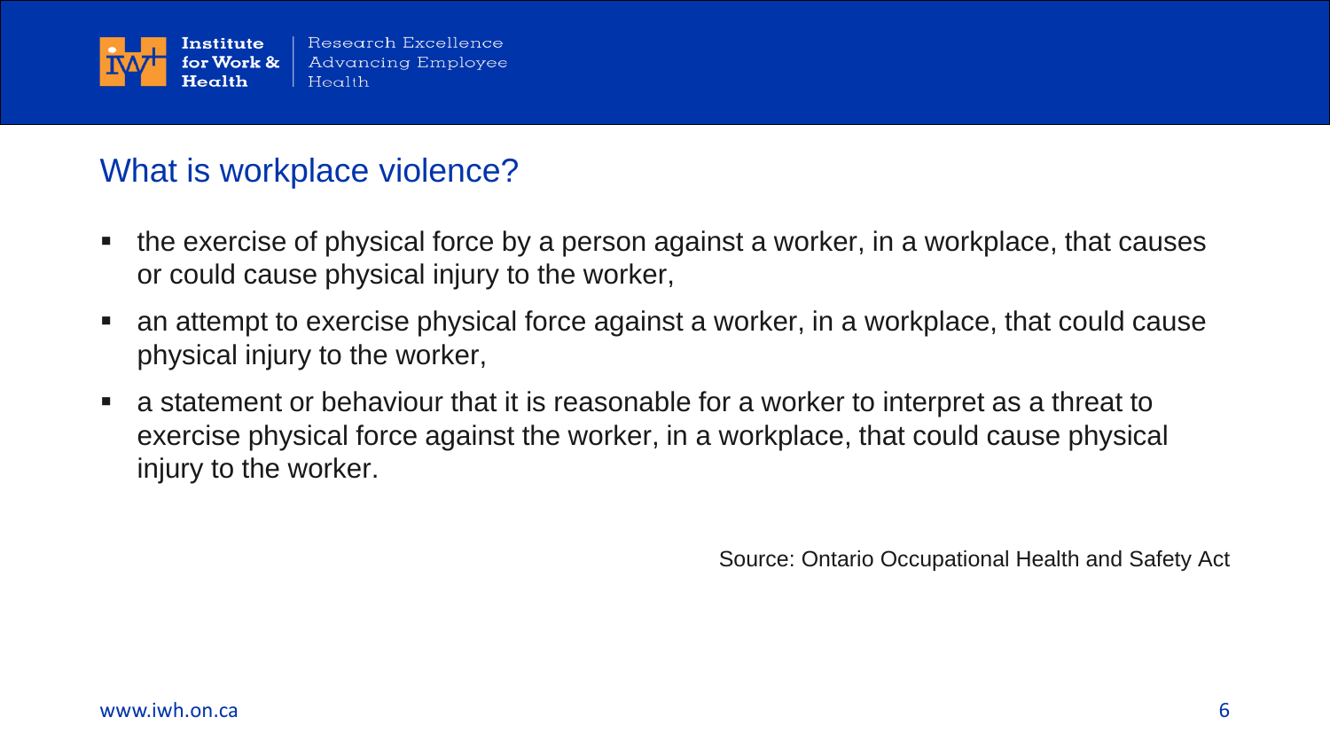## What is workplace violence?

- the exercise of physical force by a person against a worker, in a workplace, that causes or could cause physical injury to the worker,
- an attempt to exercise physical force against a worker, in a workplace, that could cause physical injury to the worker,
- a statement or behaviour that it is reasonable for a worker to interpret as a threat to exercise physical force against the worker, in a workplace, that could cause physical injury to the worker.

Source: Ontario Occupational Health and Safety Act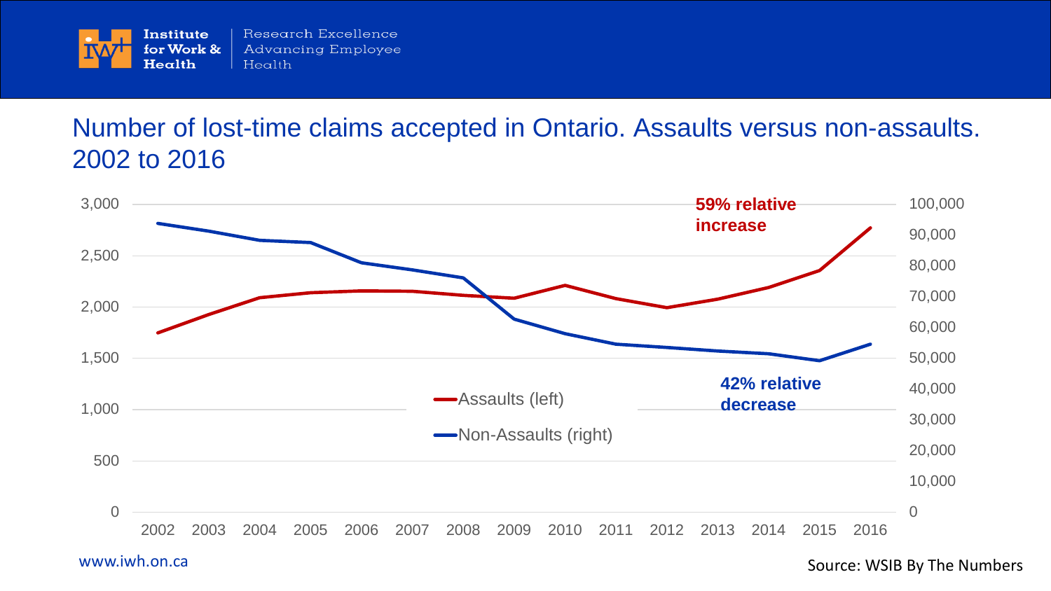## Number of lost-time claims accepted in Ontario. Assaults versus non-assaults. 2002 to 2016

59% relative increase

42% relative decrease

Assaults (left)

Non-Assaults (right)

Source: WSIB By The Numbers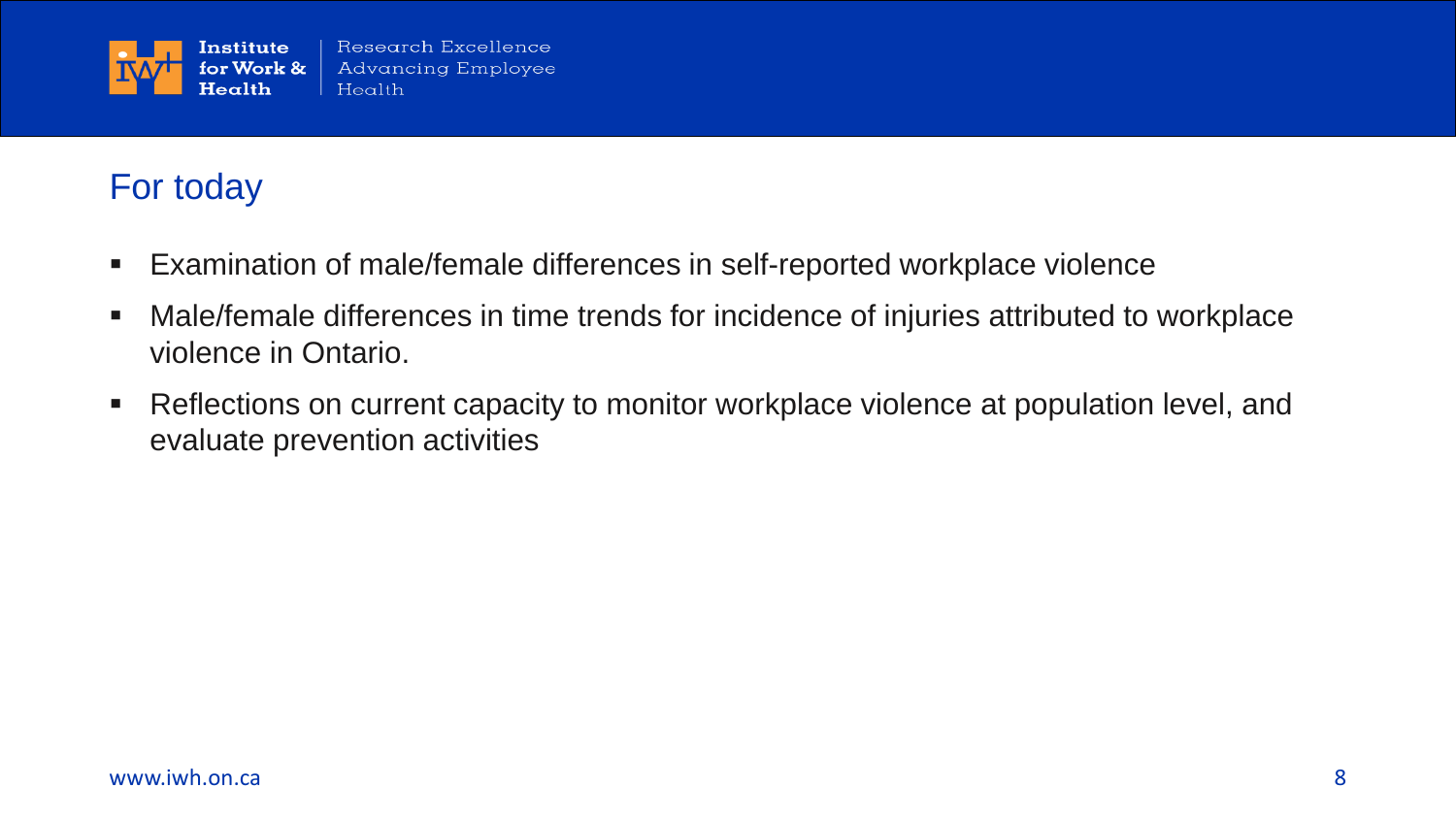## For today

- Examination of male/female differences in self-reported workplace violence
- Male/female differences in time trends for incidence of injuries attributed to workplace violence in Ontario.
- Reflections on current capacity to monitor workplace violence at population level, and evaluate prevention activities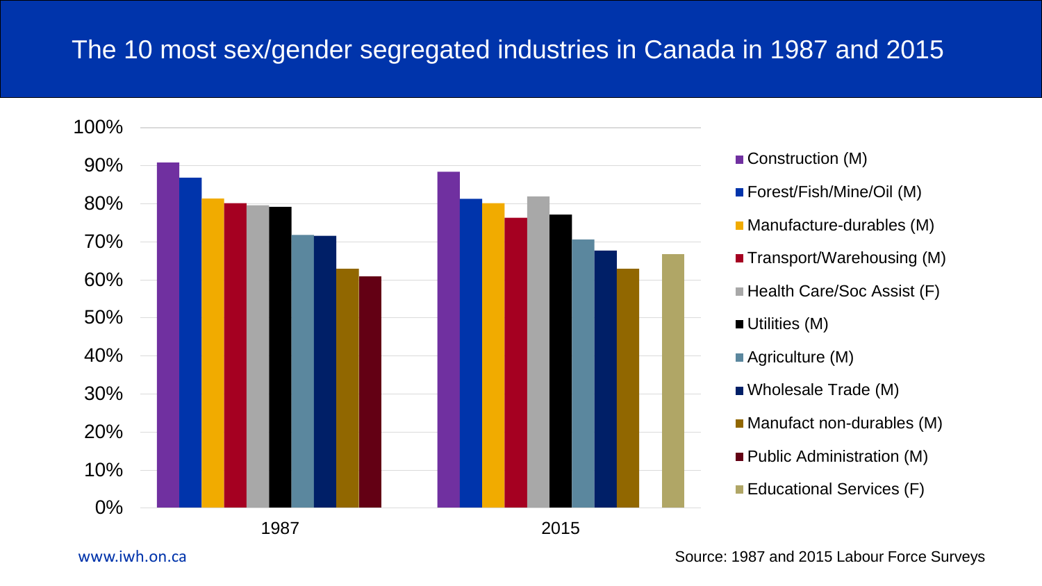# The 10 most sex/gender segregated industries in Canada in 1987 and 2015

| Industry | 1987 | 2015 |
|---|---|---|
| Construction (M) | ~91% | ~88% |
| Forest/Fish/Mine/Oil (M) | ~87% | ~81% |
| Manufacture-durables (M) | ~81% | ~80% |
| Transport/Warehousing (M) | ~80% | ~76% |
| Health Care/Soc Assist (F) | ~80% | ~82% |
| Utilities (M) | ~79% | ~77% |
| Agriculture (M) | ~72% | ~71% |
| Wholesale Trade (M) | ~72% | ~68% |
| Manufact non-durables (M) | ~63% | ~63% |
| Public Administration (M) | ~61% | |
| Educational Services (F) | | ~67% |

www.iwh.on.ca

Source: 1987 and 2015 Labour Force Surveys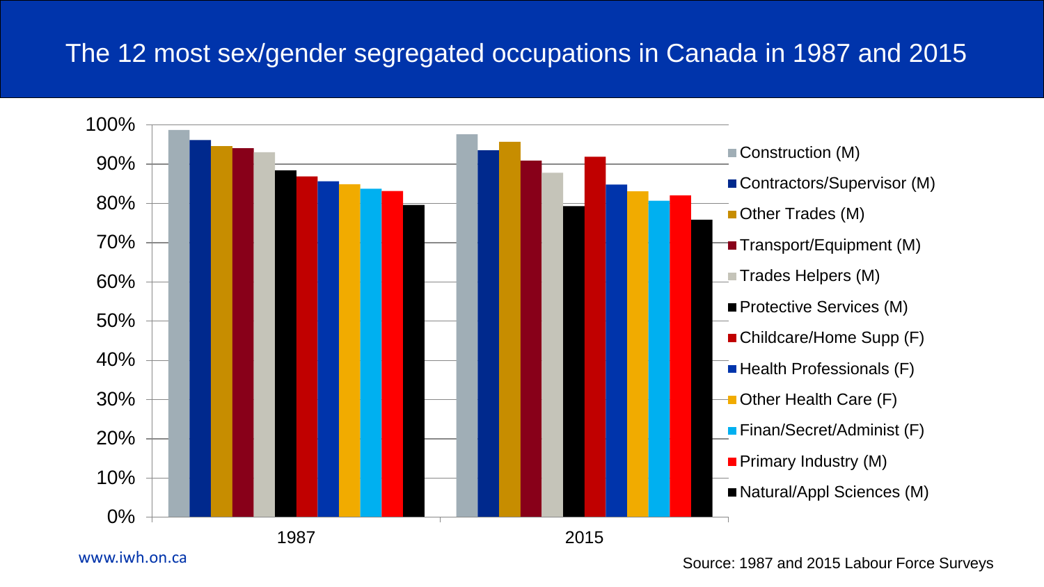# The 12 most sex/gender segregated occupations in Canada in 1987 and 2015

| Occupation | 1987 | 2015 |
|---|---|---|
| Construction (M) | | |
| Contractors/Supervisor (M) | | |
| Other Trades (M) | | |
| Transport/Equipment (M) | | |
| Trades Helpers (M) | | |
| Protective Services (M) | | |
| Childcare/Home Supp (F) | | |
| Health Professionals (F) | | |
| Other Health Care (F) | | |
| Finan/Secret/Administ (F) | | |
| Primary Industry (M) | | |
| Natural/Appl Sciences (M) | | |

www.iwh.on.ca

Source: 1987 and 2015 Labour Force Surveys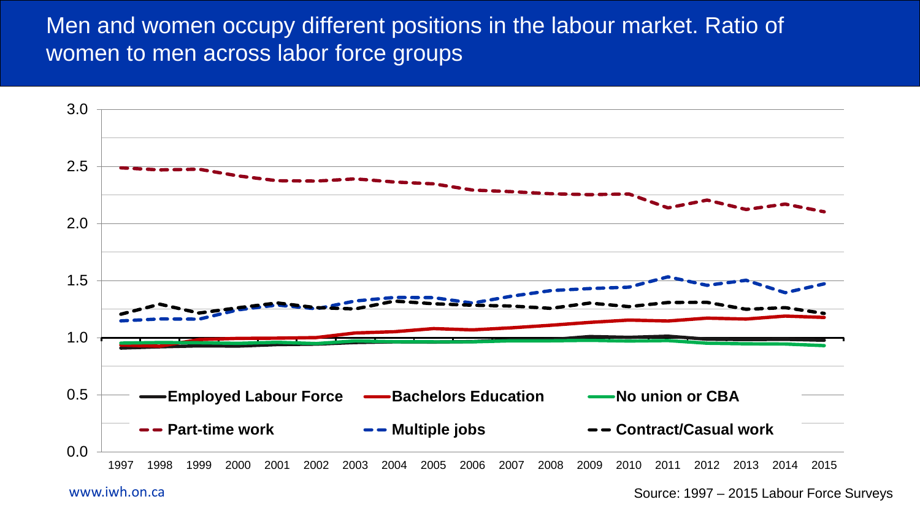# Men and women occupy different positions in the labour market. Ratio of women to men across labor force groups

Source: 1997 – 2015 Labour Force Surveys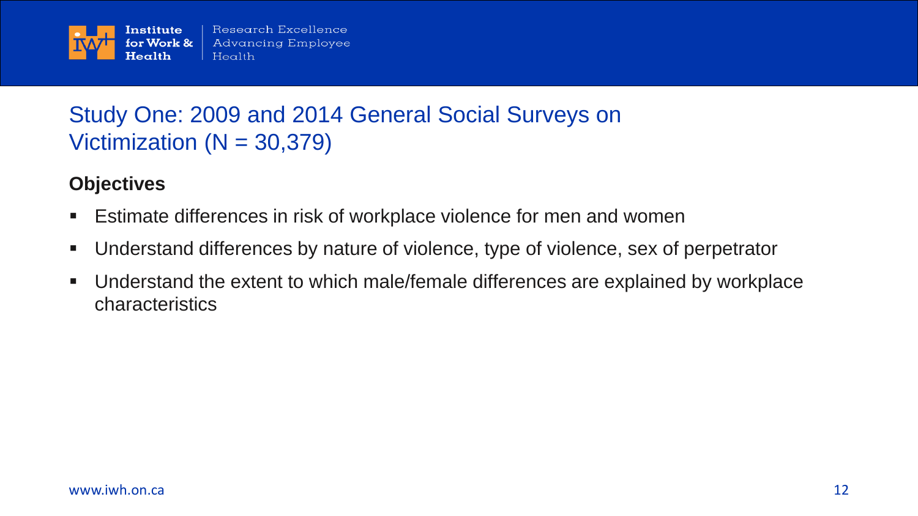## Study One: 2009 and 2014 General Social Surveys on Victimization (N = 30,379)

**Objectives**

- Estimate differences in risk of workplace violence for men and women
- Understand differences by nature of violence, type of violence, sex of perpetrator
- Understand the extent to which male/female differences are explained by workplace characteristics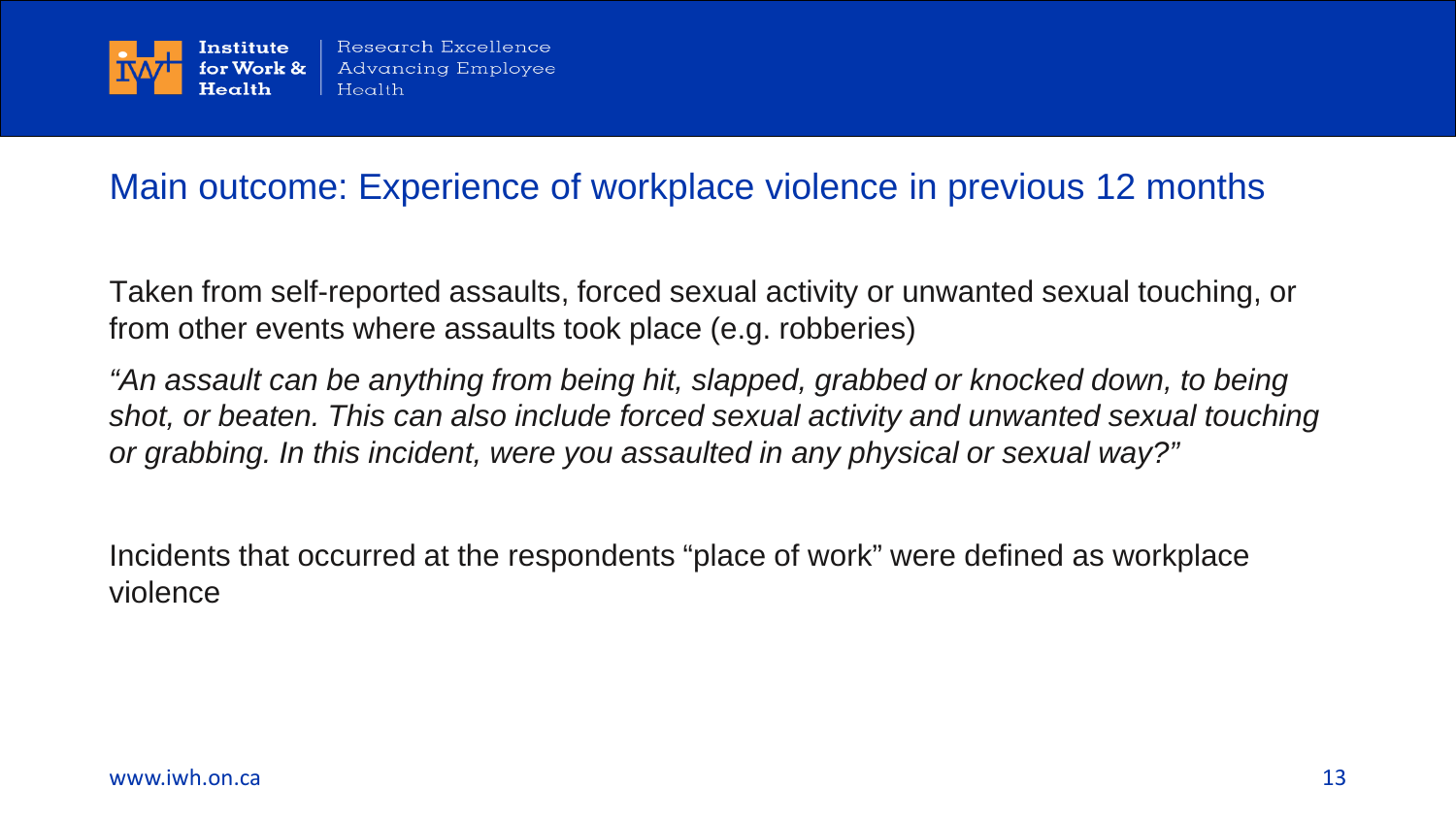## Main outcome: Experience of workplace violence in previous 12 months

Taken from self-reported assaults, forced sexual activity or unwanted sexual touching, or from other events where assaults took place (e.g. robberies)

*"An assault can be anything from being hit, slapped, grabbed or knocked down, to being shot, or beaten. This can also include forced sexual activity and unwanted sexual touching or grabbing. In this incident, were you assaulted in any physical or sexual way?"*

Incidents that occurred at the respondents "place of work" were defined as workplace violence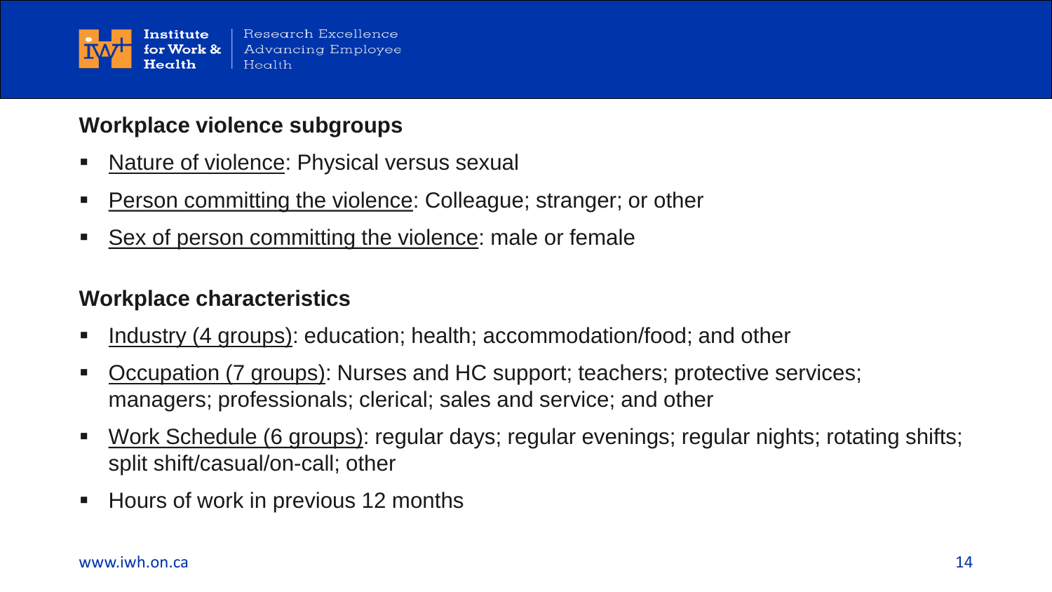## Workplace violence subgroups

- Nature of violence: Physical versus sexual
- Person committing the violence: Colleague; stranger; or other
- Sex of person committing the violence: male or female

## Workplace characteristics

- Industry (4 groups): education; health; accommodation/food; and other
- Occupation (7 groups): Nurses and HC support; teachers; protective services; managers; professionals; clerical; sales and service; and other
- Work Schedule (6 groups): regular days; regular evenings; regular nights; rotating shifts; split shift/casual/on-call; other
- Hours of work in previous 12 months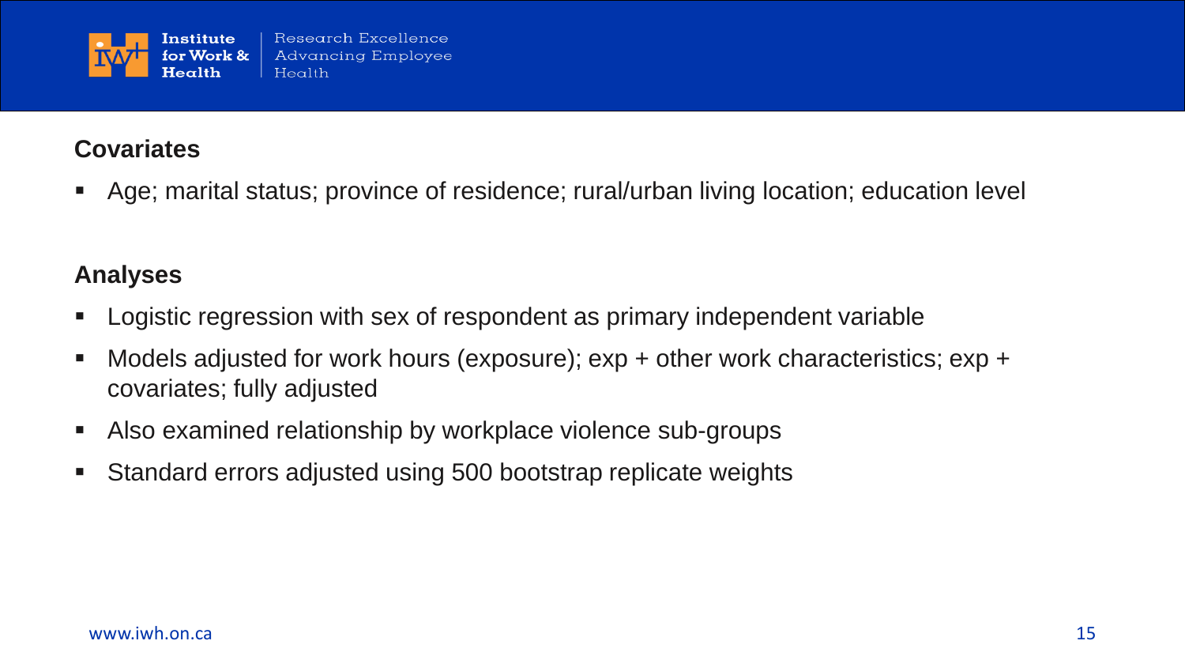## Covariates

- Age; marital status; province of residence; rural/urban living location; education level

## Analyses

- Logistic regression with sex of respondent as primary independent variable
- Models adjusted for work hours (exposure); exp + other work characteristics; exp + covariates; fully adjusted
- Also examined relationship by workplace violence sub-groups
- Standard errors adjusted using 500 bootstrap replicate weights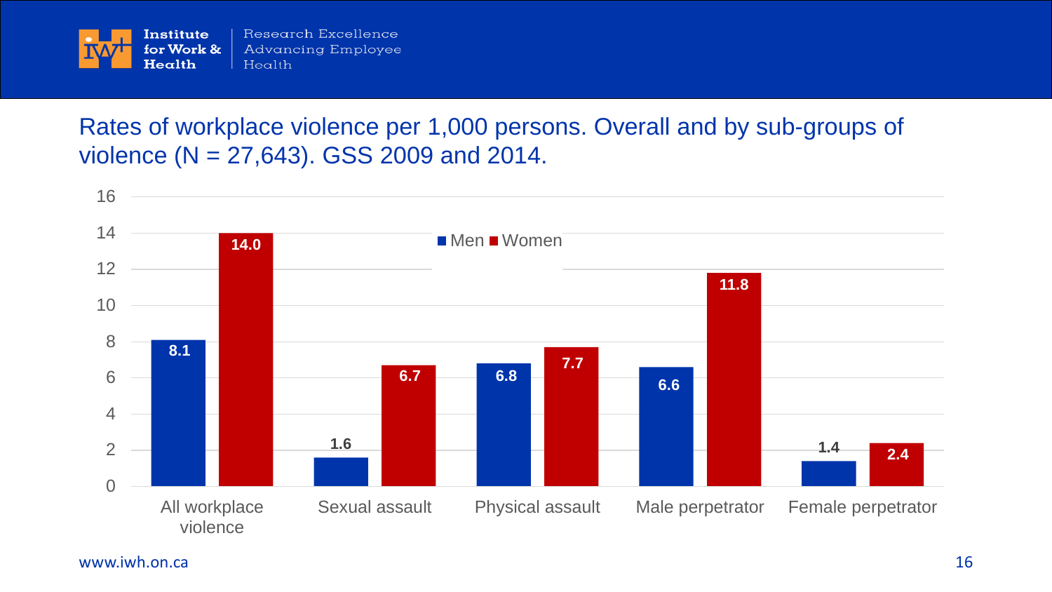## Rates of workplace violence per 1,000 persons. Overall and by sub-groups of violence (N = 27,643). GSS 2009 and 2014.

| | Men | Women |
|---|---|---|
| All workplace violence | 8.1 | 14.0 |
| Sexual assault | 1.6 | 6.7 |
| Physical assault | 6.8 | 7.7 |
| Male perpetrator | 6.6 | 11.8 |
| Female perpetrator | 1.4 | 2.4 |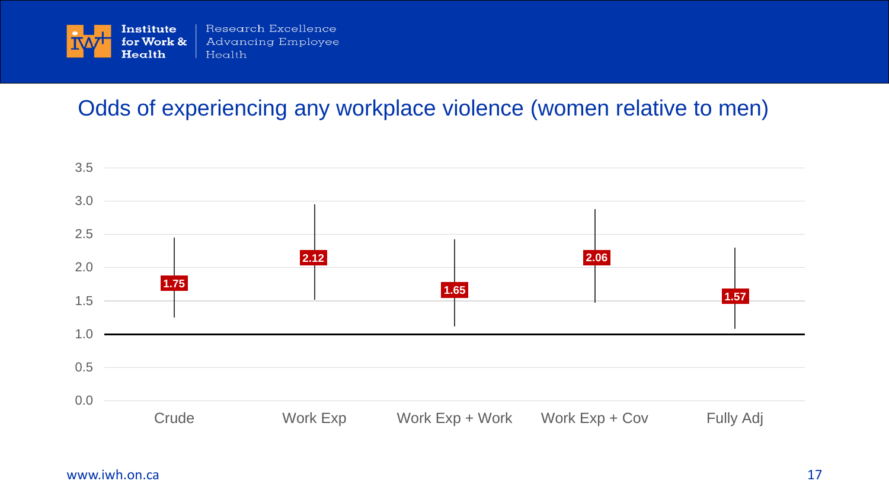# Odds of experiencing any workplace violence (women relative to men)

| Model | Odds ratio |
|---|---|
| Crude | 1.75 |
| Work Exp | 2.12 |
| Work Exp + Work | 1.65 |
| Work Exp + Cov | 2.06 |
| Fully Adj | 1.57 |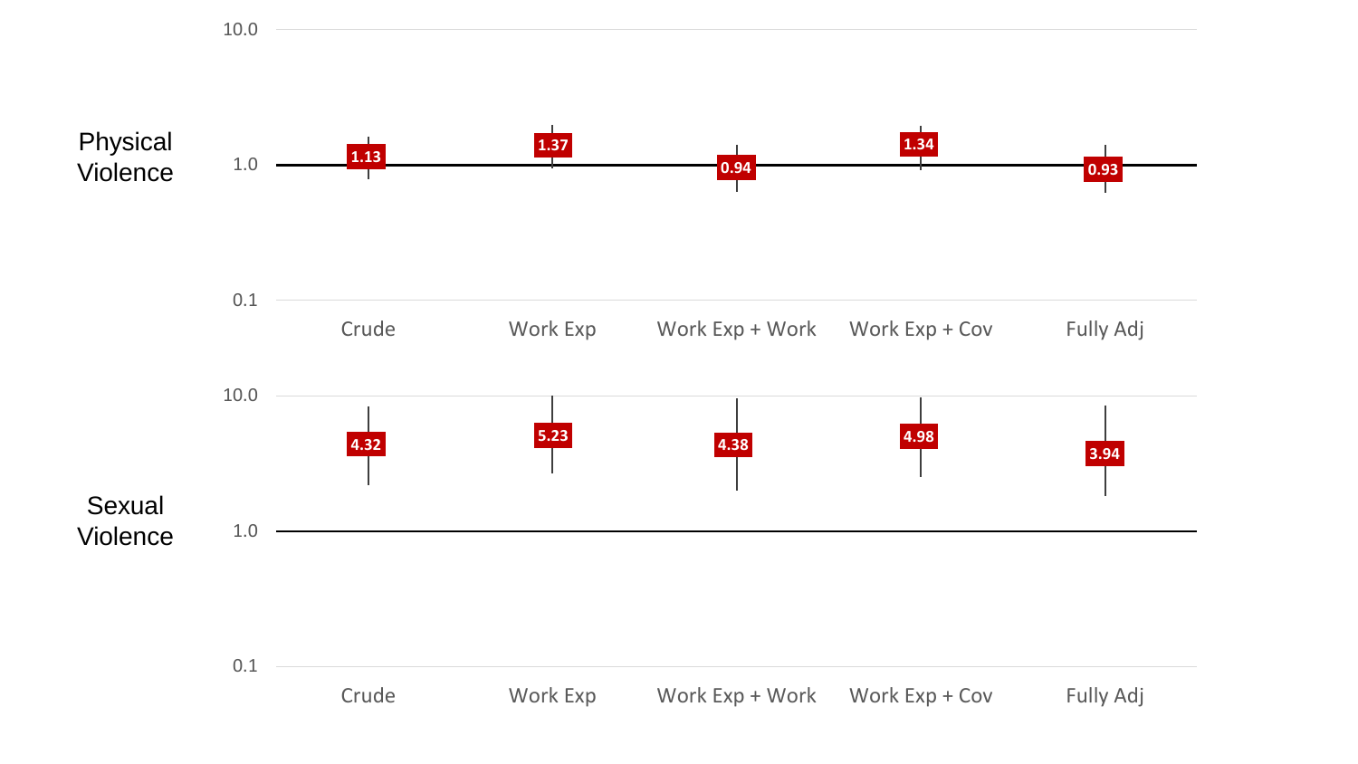| | Crude | Work Exp | Work Exp + Work | Work Exp + Cov | Fully Adj |
|---|---|---|---|---|---|
| Physical Violence | 1.13 | 1.37 | 0.94 | 1.34 | 0.93 |
| Sexual Violence | 4.32 | 5.23 | 4.38 | 4.98 | 3.94 |

Y-axis (log scale): 0.1, 1.0, 10.0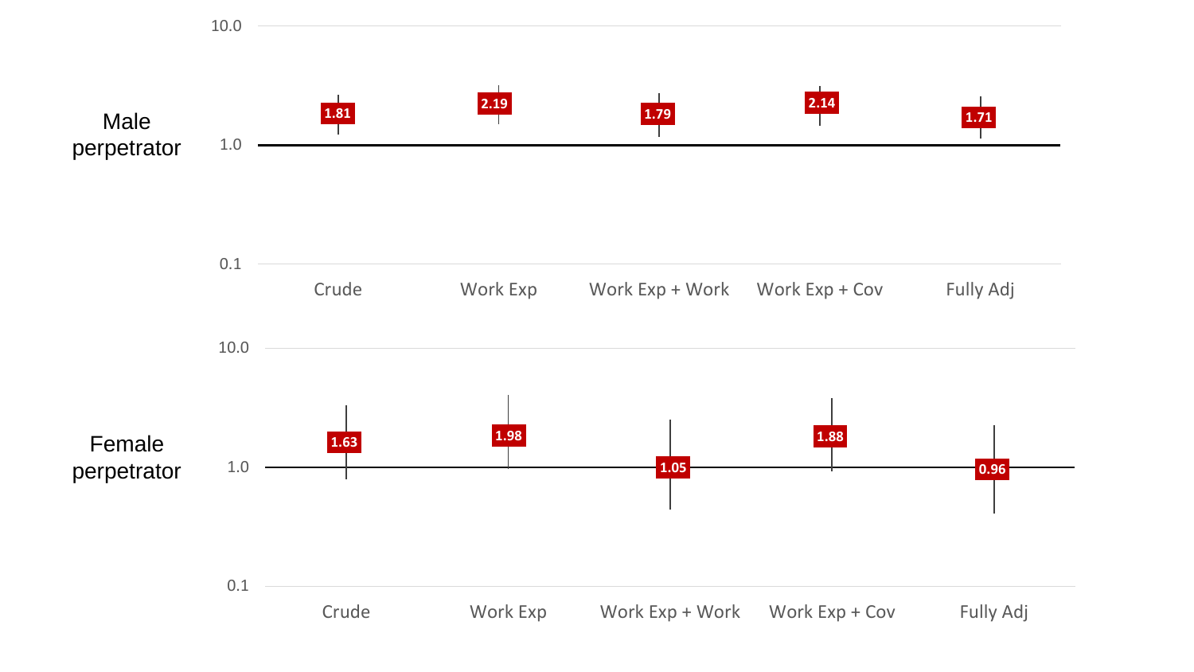| | Crude | Work Exp | Work Exp + Work | Work Exp + Cov | Fully Adj |
|---|---|---|---|---|---|
| Male perpetrator | 1.81 | 2.19 | 1.79 | 2.14 | 1.71 |
| Female perpetrator | 1.63 | 1.98 | 1.05 | 1.88 | 0.96 |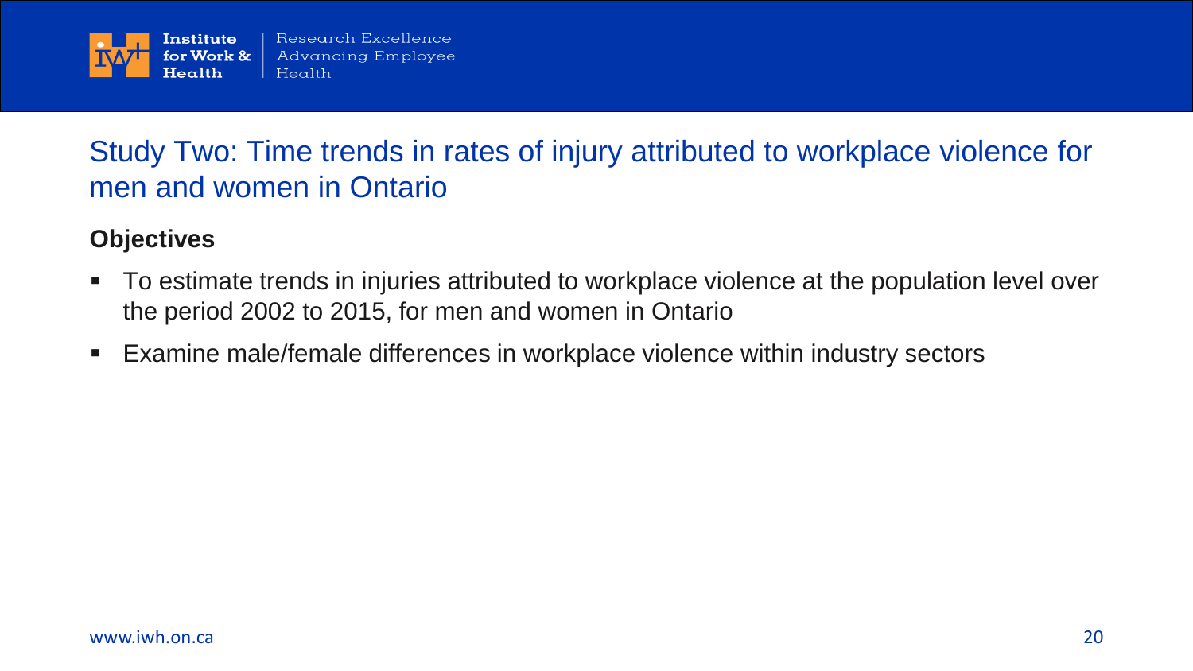# Study Two: Time trends in rates of injury attributed to workplace violence for men and women in Ontario

**Objectives**

- To estimate trends in injuries attributed to workplace violence at the population level over the period 2002 to 2015, for men and women in Ontario
- Examine male/female differences in workplace violence within industry sectors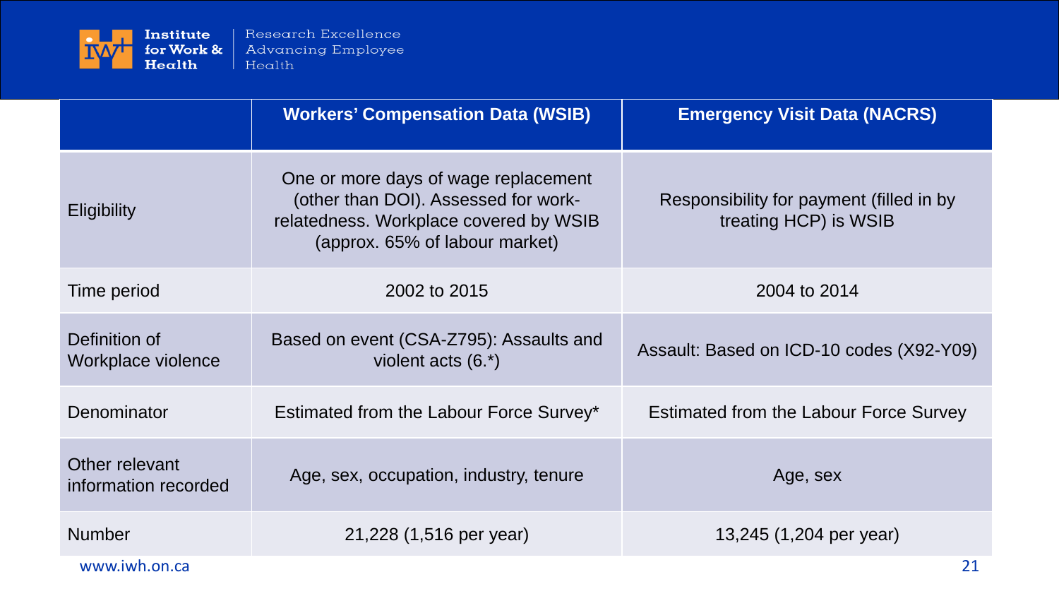| | Workers' Compensation Data (WSIB) | Emergency Visit Data (NACRS) |
|---|---|---|
| Eligibility | One or more days of wage replacement (other than DOI). Assessed for work-relatedness. Workplace covered by WSIB (approx. 65% of labour market) | Responsibility for payment (filled in by treating HCP) is WSIB |
| Time period | 2002 to 2015 | 2004 to 2014 |
| Definition of Workplace violence | Based on event (CSA-Z795): Assaults and violent acts (6.*) | Assault: Based on ICD-10 codes (X92-Y09) |
| Denominator | Estimated from the Labour Force Survey* | Estimated from the Labour Force Survey |
| Other relevant information recorded | Age, sex, occupation, industry, tenure | Age, sex |
| Number | 21,228 (1,516 per year) | 13,245 (1,204 per year) |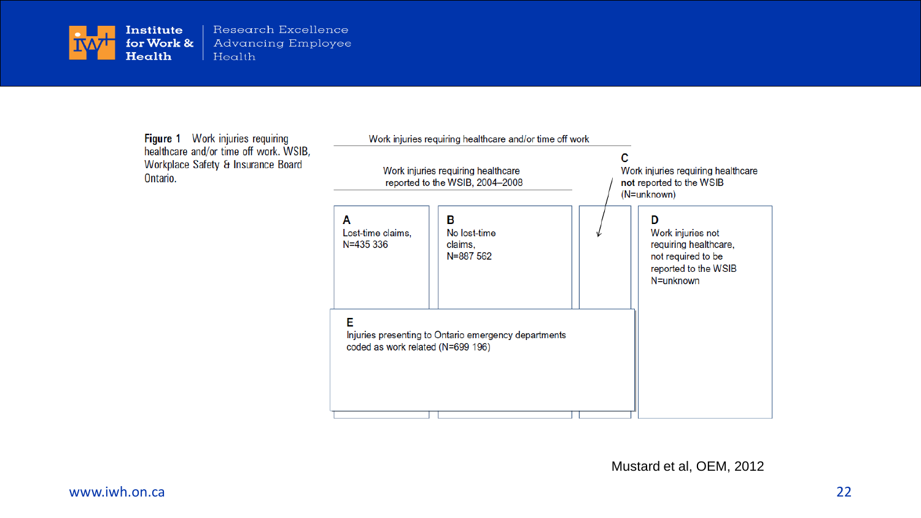**Figure 1** Work injuries requiring healthcare and/or time off work. WSIB, Workplace Safety & Insurance Board Ontario.

Work injuries requiring healthcare and/or time off work

Work injuries requiring healthcare reported to the WSIB, 2004–2008

**C**
Work injuries requiring healthcare **not** reported to the WSIB (N=unknown)

**A**
Lost-time claims, N=435 336

**B**
No lost-time claims, N=887 562

**D**
Work injuries not requiring healthcare, not required to be reported to the WSIB N=unknown

**E**
Injuries presenting to Ontario emergency departments coded as work related (N=699 196)

Mustard et al, OEM, 2012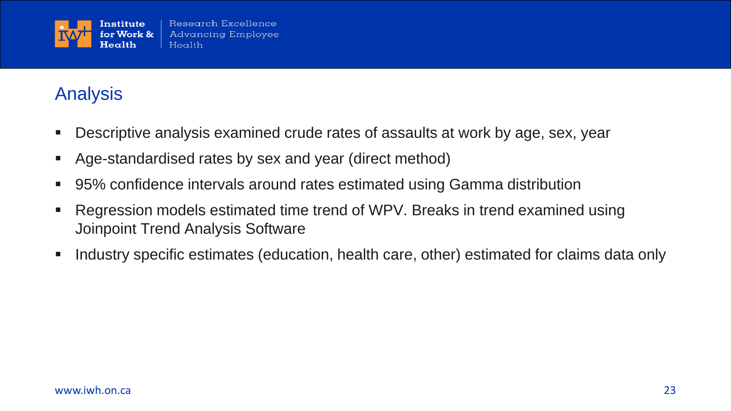## Analysis

- Descriptive analysis examined crude rates of assaults at work by age, sex, year
- Age-standardised rates by sex and year (direct method)
- 95% confidence intervals around rates estimated using Gamma distribution
- Regression models estimated time trend of WPV. Breaks in trend examined using Joinpoint Trend Analysis Software
- Industry specific estimates (education, health care, other) estimated for claims data only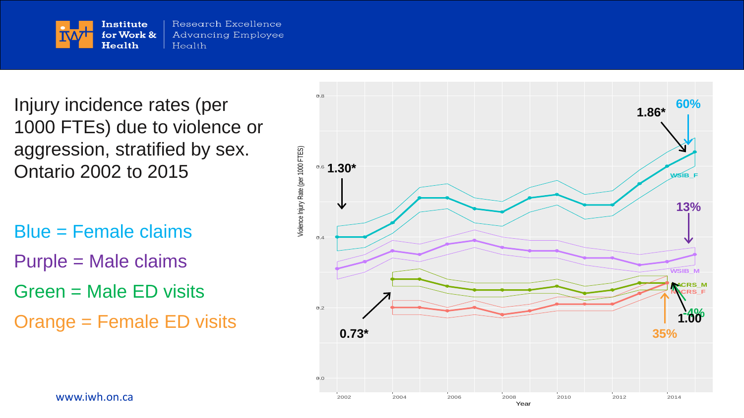Injury incidence rates (per 1000 FTEs) due to violence or aggression, stratified by sex. Ontario 2002 to 2015

Blue = Female claims

Purple = Male claims

Green = Male ED visits

Orange = Female ED visits

Violence Injury Rate (per 1000 FTES)

Year

1.30*

1.86*

60%

WSIB_F

13%

WSIB_M

NACRS_M

NACRS_F

-4%

1.00

35%

0.73*

www.iwh.on.ca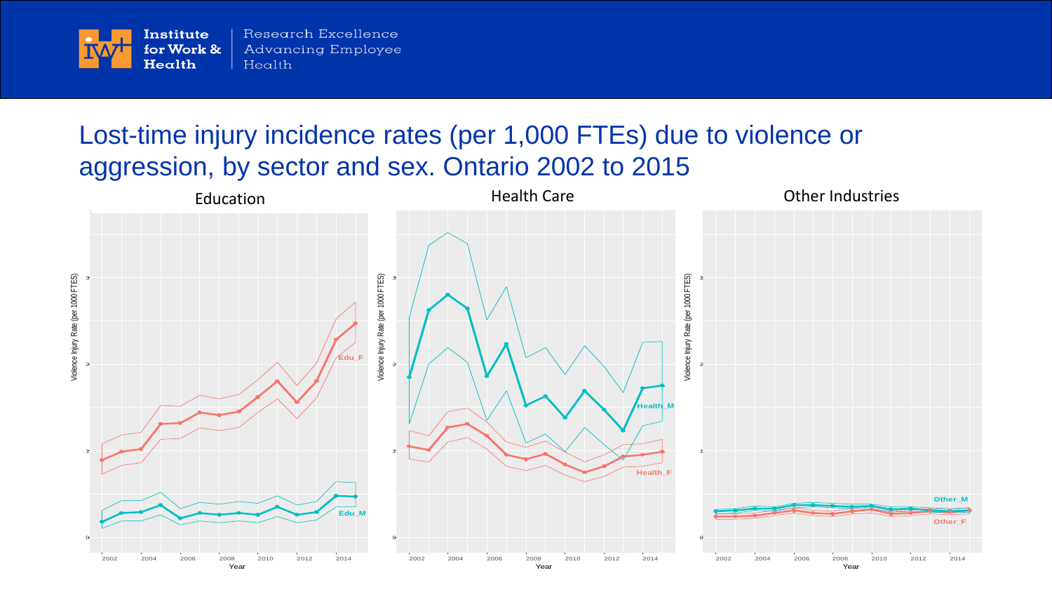# Lost-time injury incidence rates (per 1,000 FTEs) due to violence or aggression, by sector and sex. Ontario 2002 to 2015

Education

Health Care

Other Industries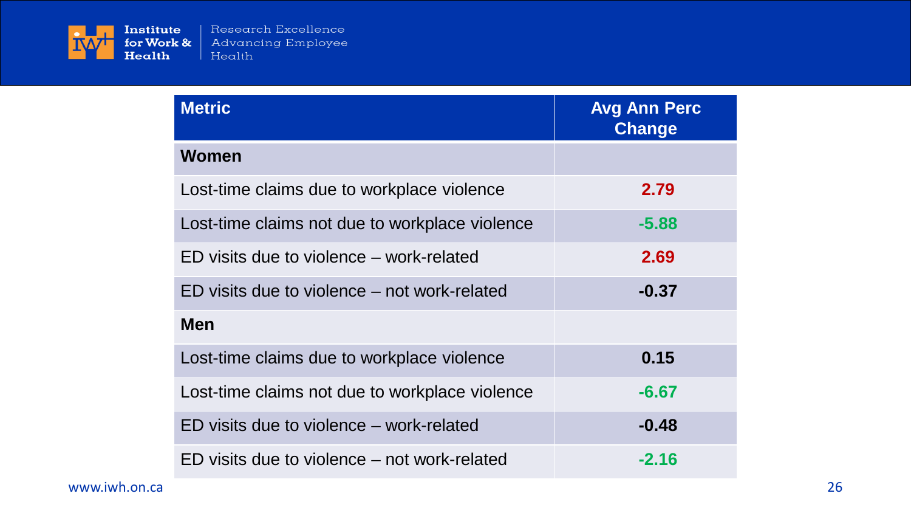| Metric | Avg Ann Perc Change |
|---|---|
| **Women** | |
| Lost-time claims due to workplace violence | **2.79** |
| Lost-time claims not due to workplace violence | **-5.88** |
| ED visits due to violence – work-related | **2.69** |
| ED visits due to violence – not work-related | **-0.37** |
| **Men** | |
| Lost-time claims due to workplace violence | **0.15** |
| Lost-time claims not due to workplace violence | **-6.67** |
| ED visits due to violence – work-related | **-0.48** |
| ED visits due to violence – not work-related | **-2.16** |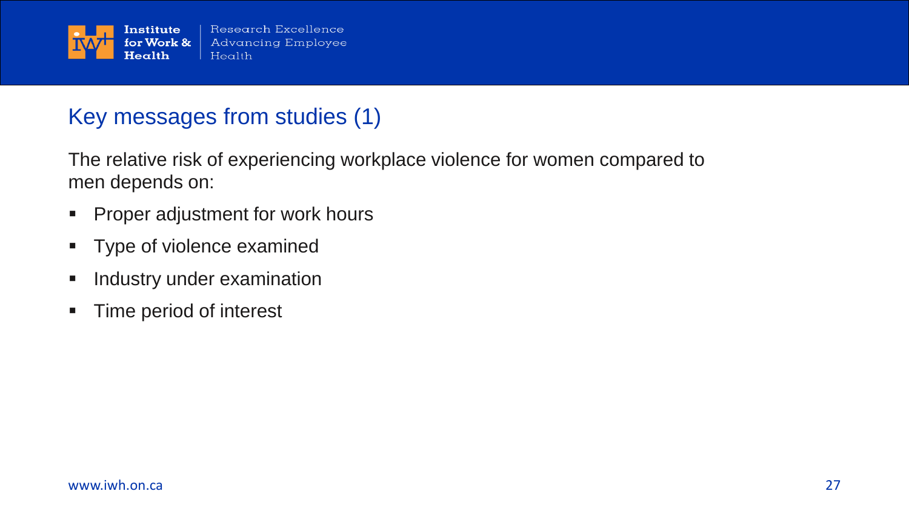## Key messages from studies (1)

The relative risk of experiencing workplace violence for women compared to men depends on:

- Proper adjustment for work hours
- Type of violence examined
- Industry under examination
- Time period of interest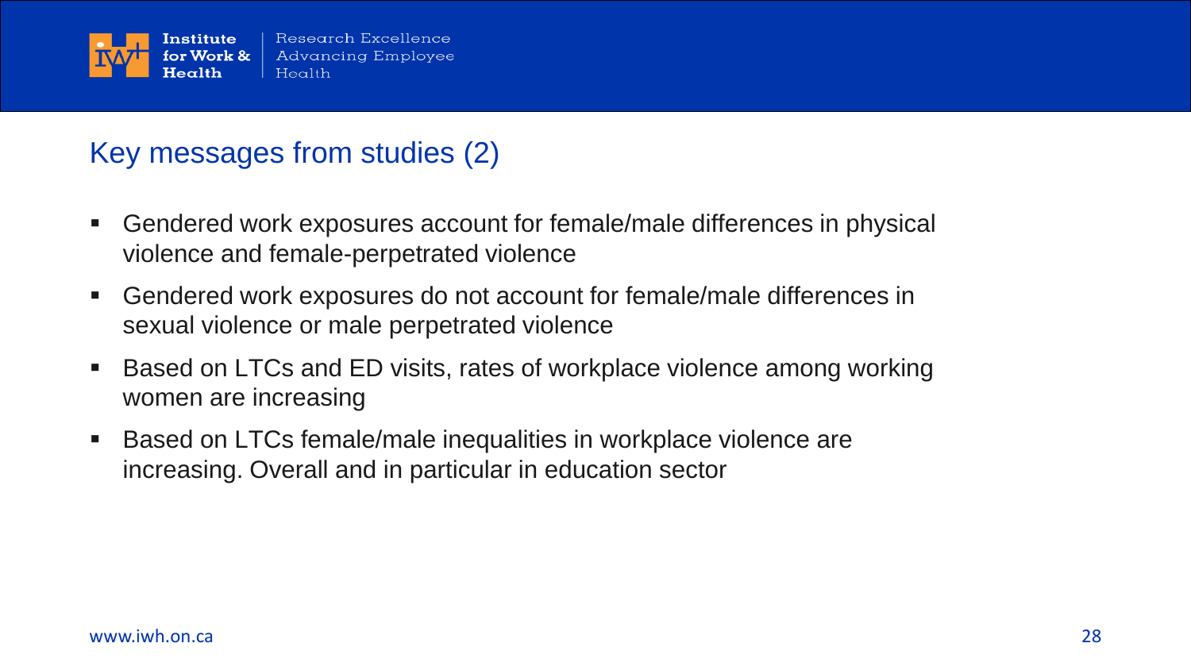## Key messages from studies (2)

- Gendered work exposures account for female/male differences in physical violence and female-perpetrated violence
- Gendered work exposures do not account for female/male differences in sexual violence or male perpetrated violence
- Based on LTCs and ED visits, rates of workplace violence among working women are increasing
- Based on LTCs female/male inequalities in workplace violence are increasing. Overall and in particular in education sector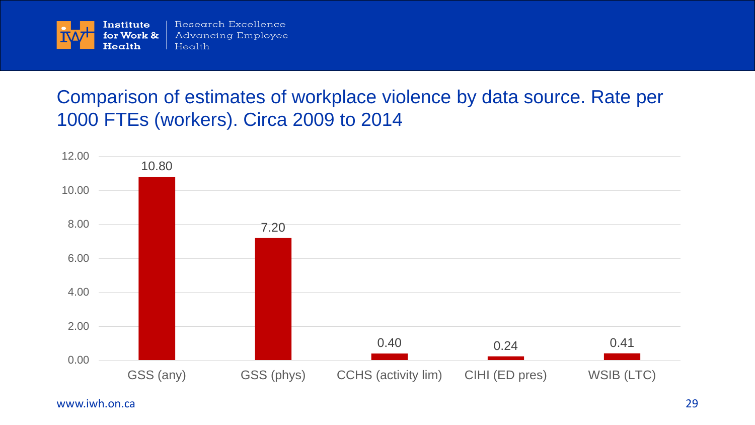## Comparison of estimates of workplace violence by data source. Rate per 1000 FTEs (workers). Circa 2009 to 2014

| Data source | Rate per 1000 FTEs |
|---|---|
| GSS (any) | 10.80 |
| GSS (phys) | 7.20 |
| CCHS (activity lim) | 0.40 |
| CIHI (ED pres) | 0.24 |
| WSIB (LTC) | 0.41 |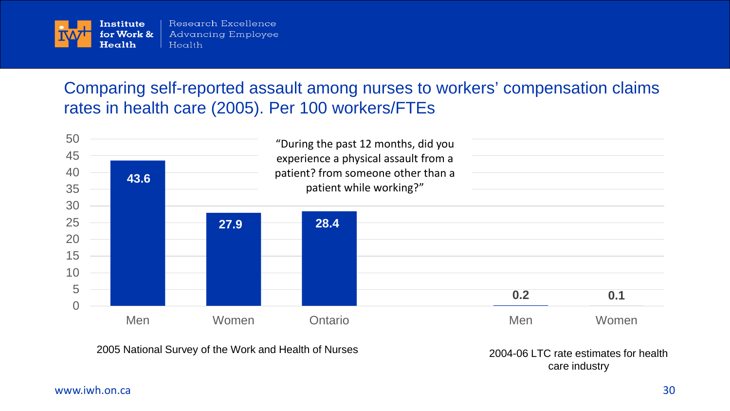## Comparing self-reported assault among nurses to workers' compensation claims rates in health care (2005). Per 100 workers/FTEs

"During the past 12 months, did you experience a physical assault from a patient? from someone other than a patient while working?"

| Source | Group | Rate per 100 |
|---|---|---|
| 2005 National Survey of the Work and Health of Nurses | Men | 43.6 |
| 2005 National Survey of the Work and Health of Nurses | Women | 27.9 |
| 2005 National Survey of the Work and Health of Nurses | Ontario | 28.4 |
| 2004-06 LTC rate estimates for health care industry | Men | 0.2 |
| 2004-06 LTC rate estimates for health care industry | Women | 0.1 |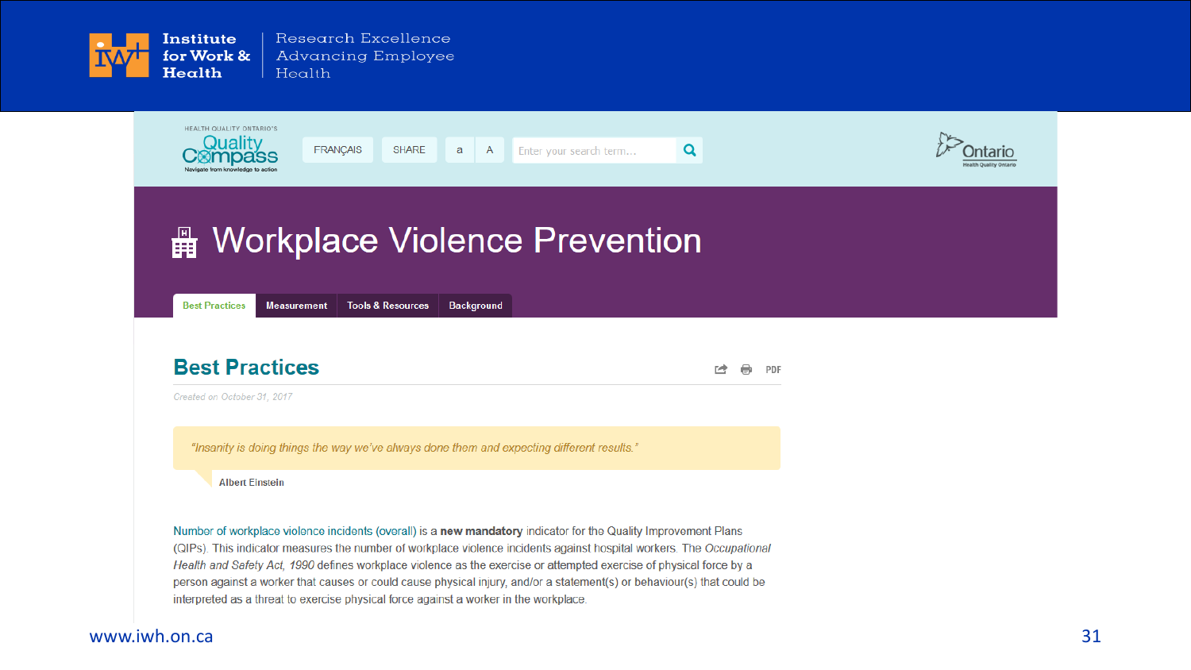HEALTH QUALITY ONTARIO'S Quality Compass — Navigate from knowledge to action

FRANÇAIS | SHARE | a | A

# Workplace Violence Prevention

Best Practices | Measurement | Tools & Resources | Background

## Best Practices

*Created on October 31, 2017*

> *"Insanity is doing things the way we've always done them and expecting different results."*
>
> Albert Einstein

Number of workplace violence incidents (overall) is a **new mandatory** indicator for the Quality Improvement Plans (QIPs). This indicator measures the number of workplace violence incidents against hospital workers. The *Occupational Health and Safety Act, 1990* defines workplace violence as the exercise or attempted exercise of physical force by a person against a worker that causes or could cause physical injury, and/or a statement(s) or behaviour(s) that could be interpreted as a threat to exercise physical force against a worker in the workplace.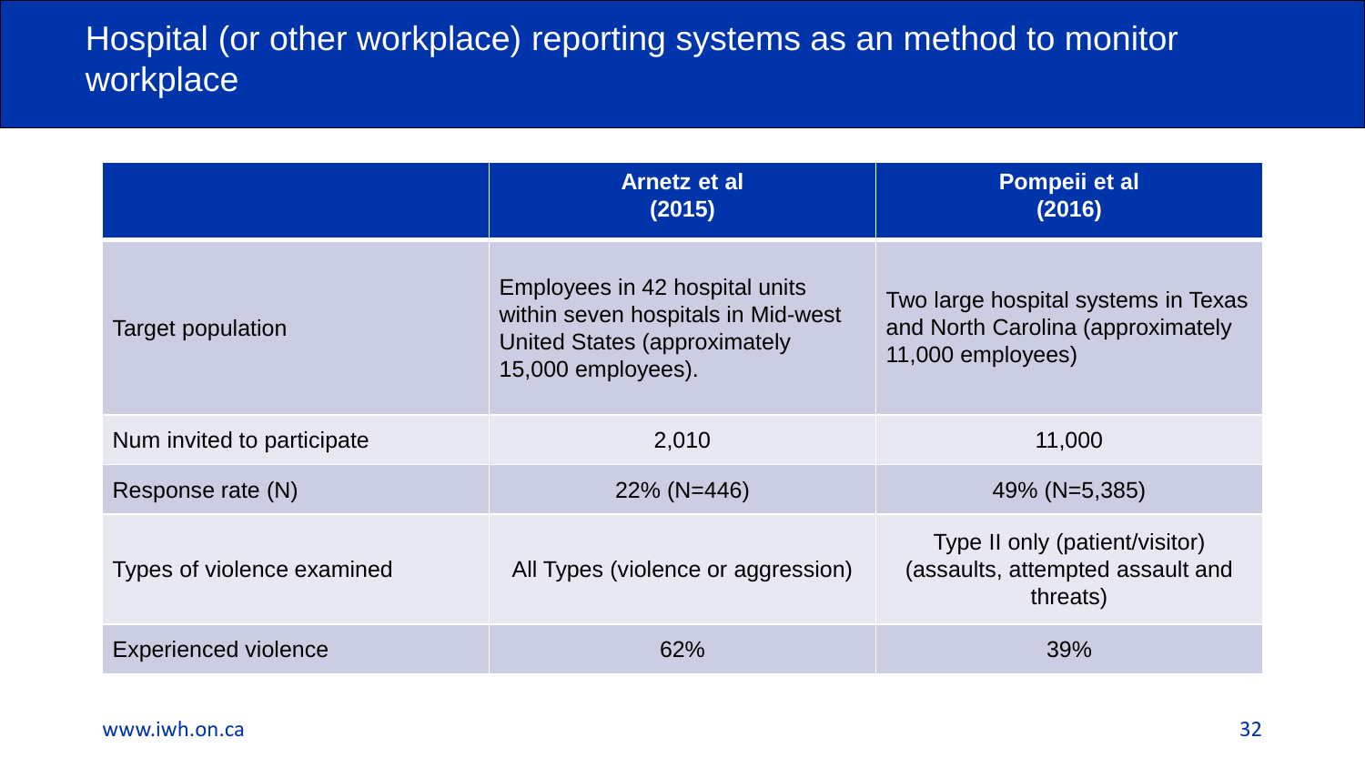# Hospital (or other workplace) reporting systems as an method to monitor workplace

| | Arnetz et al (2015) | Pompeii et al (2016) |
|---|---|---|
| Target population | Employees in 42 hospital units within seven hospitals in Mid-west United States (approximately 15,000 employees). | Two large hospital systems in Texas and North Carolina (approximately 11,000 employees) |
| Num invited to participate | 2,010 | 11,000 |
| Response rate (N) | 22% (N=446) | 49% (N=5,385) |
| Types of violence examined | All Types (violence or aggression) | Type II only (patient/visitor) (assaults, attempted assault and threats) |
| Experienced violence | 62% | 39% |

www.iwh.on.ca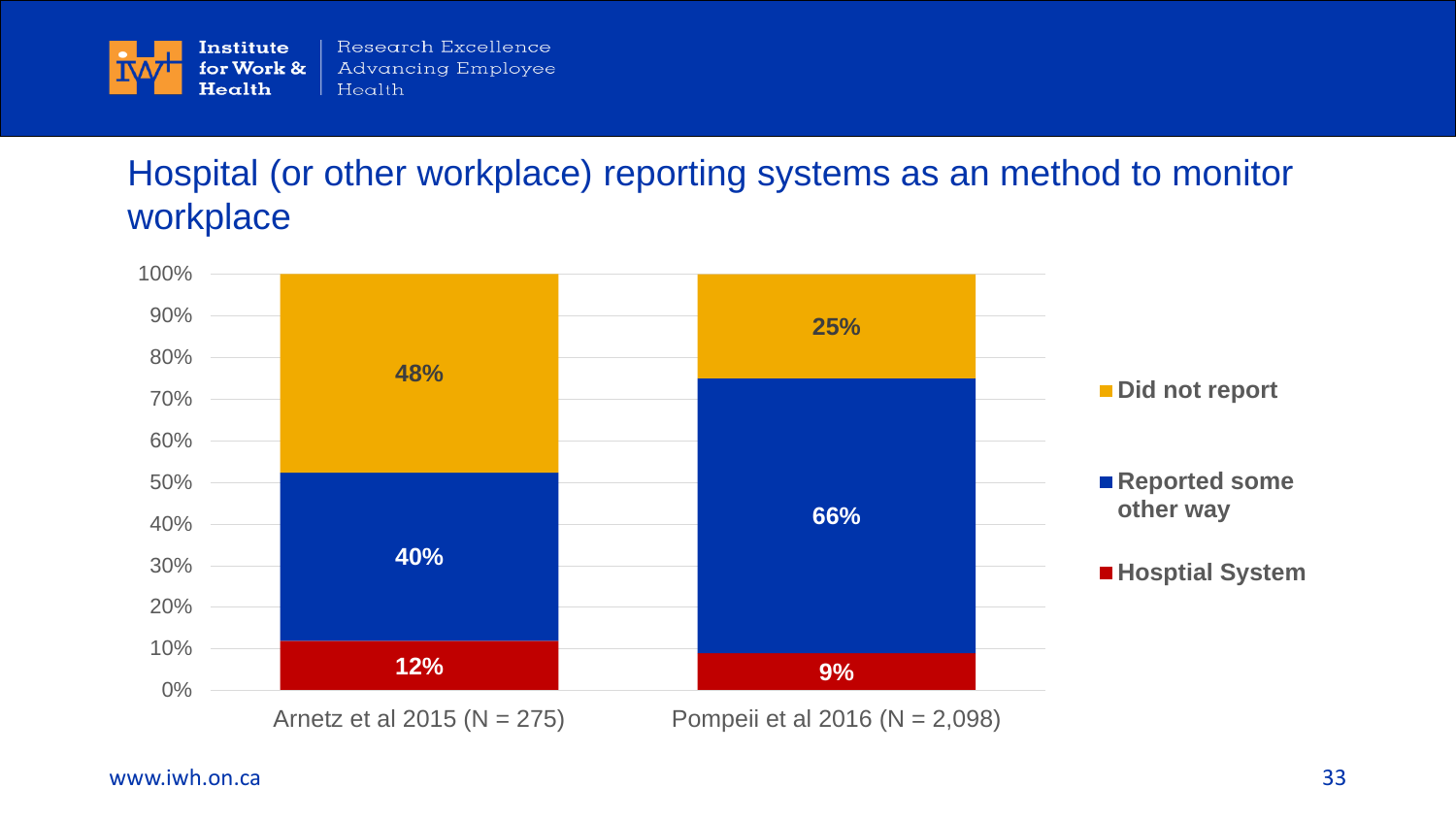## Hospital (or other workplace) reporting systems as an method to monitor workplace

| | Arnetz et al 2015 (N = 275) | Pompeii et al 2016 (N = 2,098) |
|---|---|---|
| Did not report | 48% | 25% |
| Reported some other way | 40% | 66% |
| Hosptial System | 12% | 9% |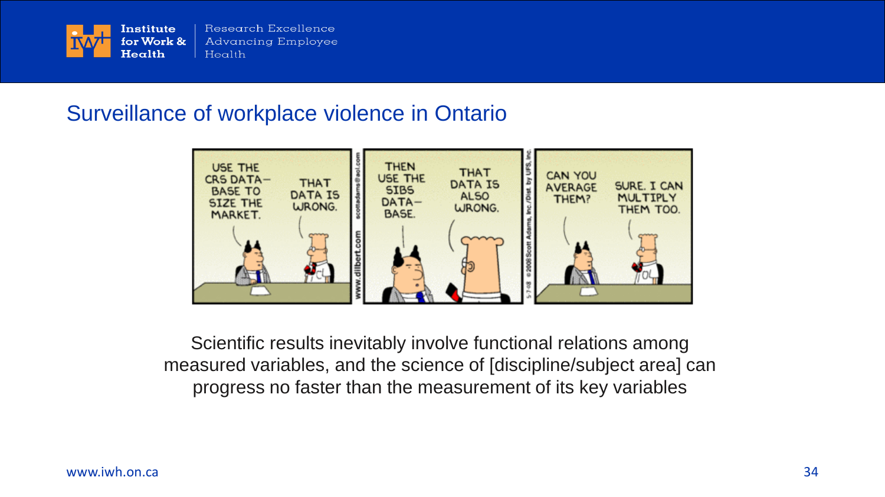## Surveillance of workplace violence in Ontario

USE THE CRS DATABASE TO SIZE THE MARKET.

THAT DATA IS WRONG.

THEN USE THE SIBS DATABASE.

THAT DATA IS ALSO WRONG.

CAN YOU AVERAGE THEM?

SURE. I CAN MULTIPLY THEM TOO.

Scientific results inevitably involve functional relations among measured variables, and the science of [discipline/subject area] can progress no faster than the measurement of its key variables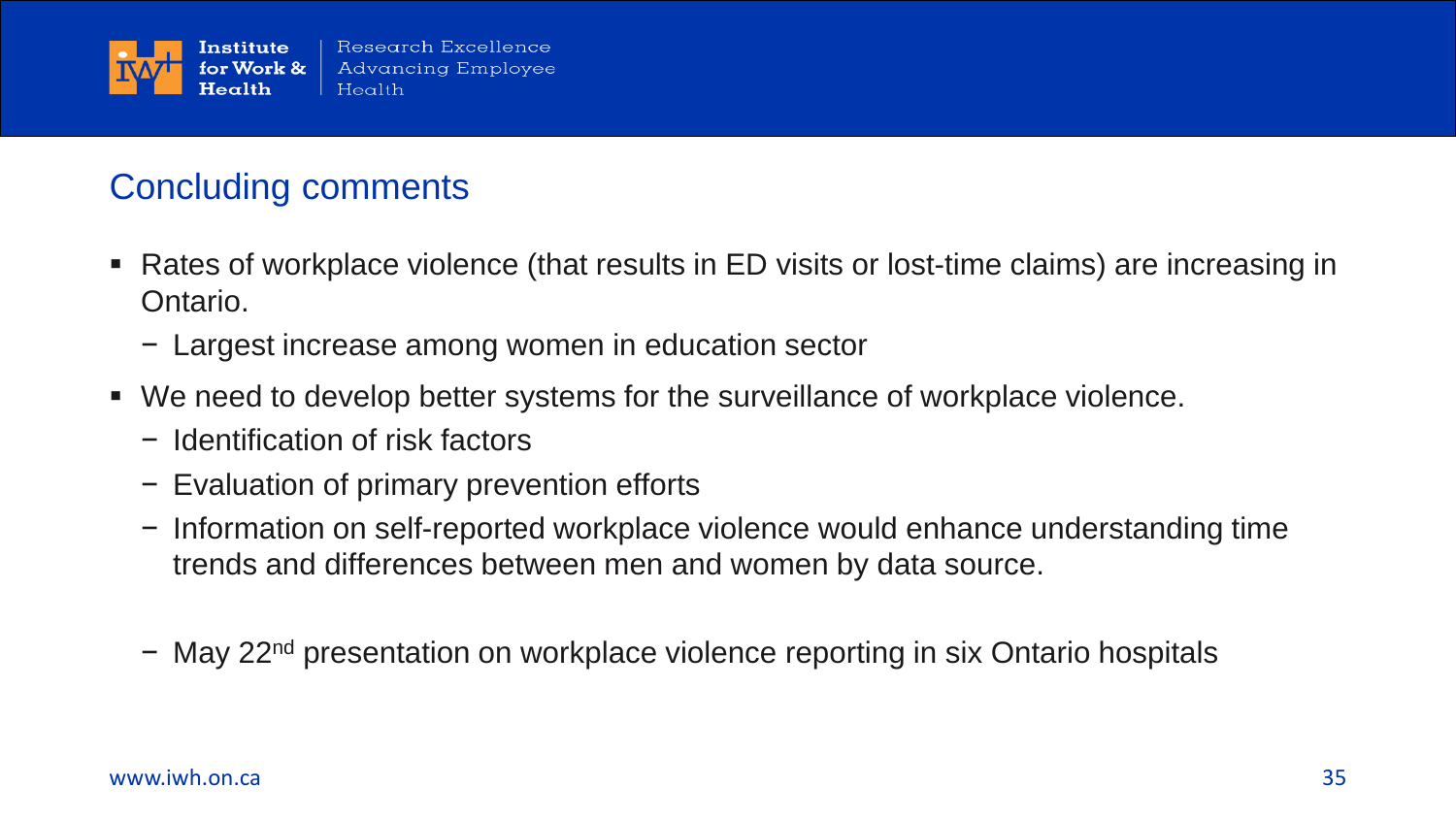## Concluding comments

- Rates of workplace violence (that results in ED visits or lost-time claims) are increasing in Ontario.
  - Largest increase among women in education sector
- We need to develop better systems for the surveillance of workplace violence.
  - Identification of risk factors
  - Evaluation of primary prevention efforts
  - Information on self-reported workplace violence would enhance understanding time trends and differences between men and women by data source.
  - May 22nd presentation on workplace violence reporting in six Ontario hospitals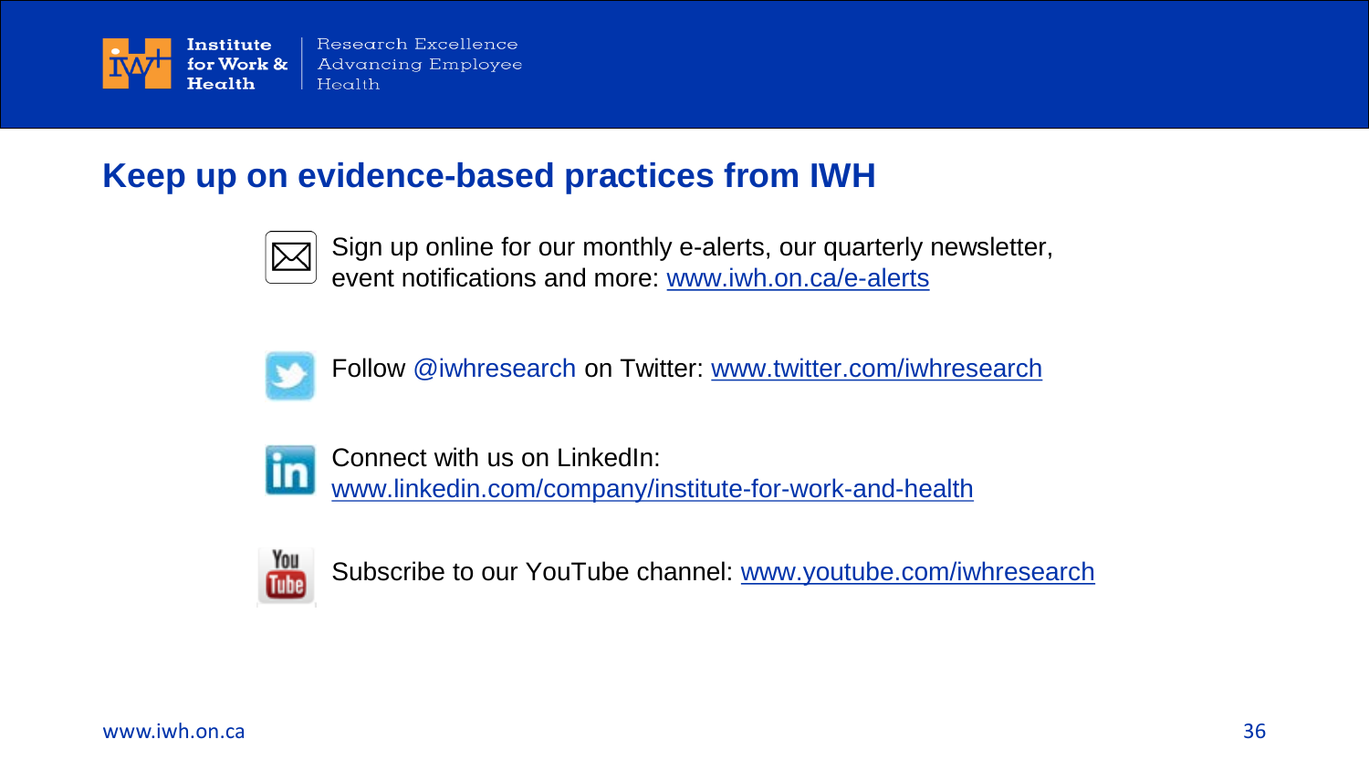## Keep up on evidence-based practices from IWH

Sign up online for our monthly e-alerts, our quarterly newsletter, event notifications and more: www.iwh.on.ca/e-alerts

Follow @iwhresearch on Twitter: www.twitter.com/iwhresearch

Connect with us on LinkedIn: www.linkedin.com/company/institute-for-work-and-health

Subscribe to our YouTube channel: www.youtube.com/iwhresearch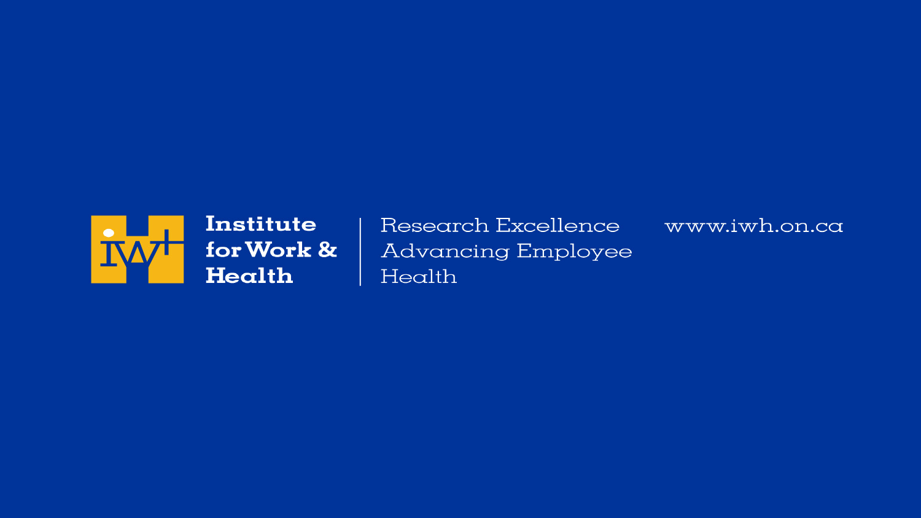Institute for Work & Health

Research Excellence Advancing Employee Health

www.iwh.on.ca